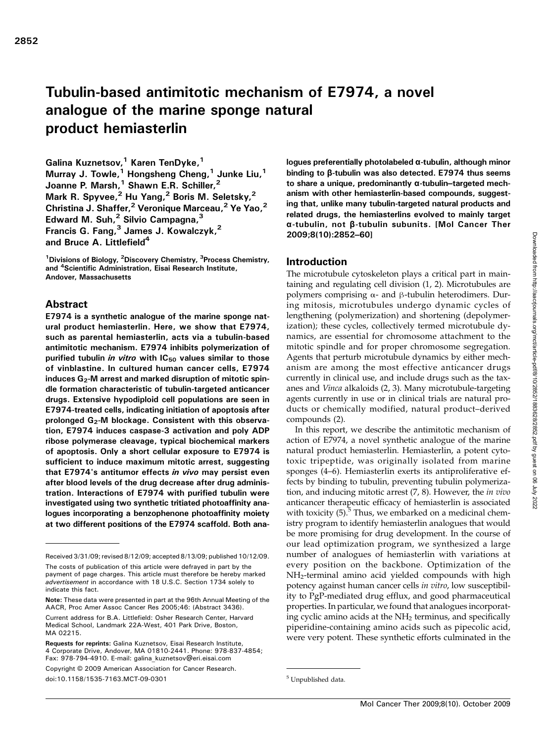# Tubulin-based antimitotic mechanism of E7974, a novel analogue of the marine sponge natural product hemiasterlin

Galina Kuznetsov,[1] Karen TenDyke,[1] Murray J. Towle,[1] Hongsheng Cheng,[1] Junke Liu,[1] Joanne P. Marsh,[1] Shawn E.R. Schiller,[2] Mark R. Spyvee,[2] Hu Yang,[2] Boris M. Seletsky,[2] Christina J. Shaffer,[2] Veronique Marceau,[2] Ye Yao,[2] Edward M. Suh,[2] Silvio Campagna,[3] Francis G. Fang,[3] James J. Kowalczyk,[2] and Bruce A. Littlefield[4]

[1]Divisions of Biology, [2]Discovery Chemistry, [3]Process Chemistry, and [4]Scientific Administration, Eisai Research Institute, Andover, Massachusetts

## Abstract

**E7974 is a synthetic analogue of the marine sponge natural product hemiasterlin. Here, we show that E7974, such as parental hemiasterlin, acts via a tubulin-based antimitotic mechanism. E7974 inhibits polymerization of purified tubulin *in vitro* with $IC_{50}$ values similar to those of vinblastine. In cultured human cancer cells, E7974 induces $G_2$-M arrest and marked disruption of mitotic spindle formation characteristic of tubulin-targeted anticancer drugs. Extensive hypodiploid cell populations are seen in E7974-treated cells, indicating initiation of apoptosis after prolonged $G_2$-M blockage. Consistent with this observation, E7974 induces caspase-3 activation and poly ADP ribose polymerase cleavage, typical biochemical markers of apoptosis. Only a short cellular exposure to E7974 is sufficient to induce maximum mitotic arrest, suggesting that E7974's antitumor effects *in vivo* may persist even after blood levels of the drug decrease after drug administration. Interactions of E7974 with purified tubulin were investigated using two synthetic tritiated photoaffinity analogues incorporating a benzophenone photoaffinity moiety at two different positions of the E7974 scaffold. Both analogues preferentially photolabeled α-tubulin, although minor binding to β-tubulin was also detected. E7974 thus seems to share a unique, predominantly α-tubulin–targeted mechanism with other hemiasterlin-based compounds, suggesting that, unlike many tubulin-targeted natural products and related drugs, the hemiasterlins evolved to mainly target α-tubulin, not β-tubulin subunits. [Mol Cancer Ther 2009;8(10):2852–60]**

## Introduction

The microtubule cytoskeleton plays a critical part in maintaining and regulating cell division (1, 2). Microtubules are polymers comprising α- and β-tubulin heterodimers. During mitosis, microtubules undergo dynamic cycles of lengthening (polymerization) and shortening (depolymerization); these cycles, collectively termed microtubule dynamics, are essential for chromosome attachment to the mitotic spindle and for proper chromosome segregation. Agents that perturb microtubule dynamics by either mechanism are among the most effective anticancer drugs currently in clinical use, and include drugs such as the taxanes and *Vinca* alkaloids (2, 3). Many microtubule-targeting agents currently in use or in clinical trials are natural products or chemically modified, natural product–derived compounds (2).

In this report, we describe the antimitotic mechanism of action of E7974, a novel synthetic analogue of the marine natural product hemiasterlin. Hemiasterlin, a potent cytotoxic tripeptide, was originally isolated from marine sponges (4–6). Hemiasterlin exerts its antiproliferative effects by binding to tubulin, preventing tubulin polymerization, and inducing mitotic arrest (7, 8). However, the *in vivo* anticancer therapeutic efficacy of hemiasterlin is associated with toxicity (5).[5] Thus, we embarked on a medicinal chemistry program to identify hemiasterlin analogues that would be more promising for drug development. In the course of our lead optimization program, we synthesized a large number of analogues of hemiasterlin with variations at every position on the backbone. Optimization of the $NH_2$-terminal amino acid yielded compounds with high potency against human cancer cells *in vitro*, low susceptibility to PgP-mediated drug efflux, and good pharmaceutical properties. In particular, we found that analogues incorporating cyclic amino acids at the $NH_2$ terminus, and specifically piperidine-containing amino acids such as pipecolic acid, were very potent. These synthetic efforts culminated in the

[5] Unpublished data.

Received 3/31/09; revised 8/12/09; accepted 8/13/09; published 10/12/09.

The costs of publication of this article were defrayed in part by the payment of page charges. This article must therefore be hereby marked *advertisement* in accordance with 18 U.S.C. Section 1734 solely to indicate this fact.

**Note:** These data were presented in part at the 96th Annual Meeting of the AACR, Proc Amer Assoc Cancer Res 2005;46: (Abstract 3436).

Current address for B.A. Littlefield: Osher Research Center, Harvard Medical School, Landmark 22A-West, 401 Park Drive, Boston, MA 02215.

**Requests for reprints:** Galina Kuznetsov, Eisai Research Institute, 4 Corporate Drive, Andover, MA 01810-2441. Phone: 978-837-4854; Fax: 978-794-4910. E-mail: galina_kuznetsov@eri.eisai.com

Copyright © 2009 American Association for Cancer Research.

doi:10.1158/1535-7163.MCT-09-0301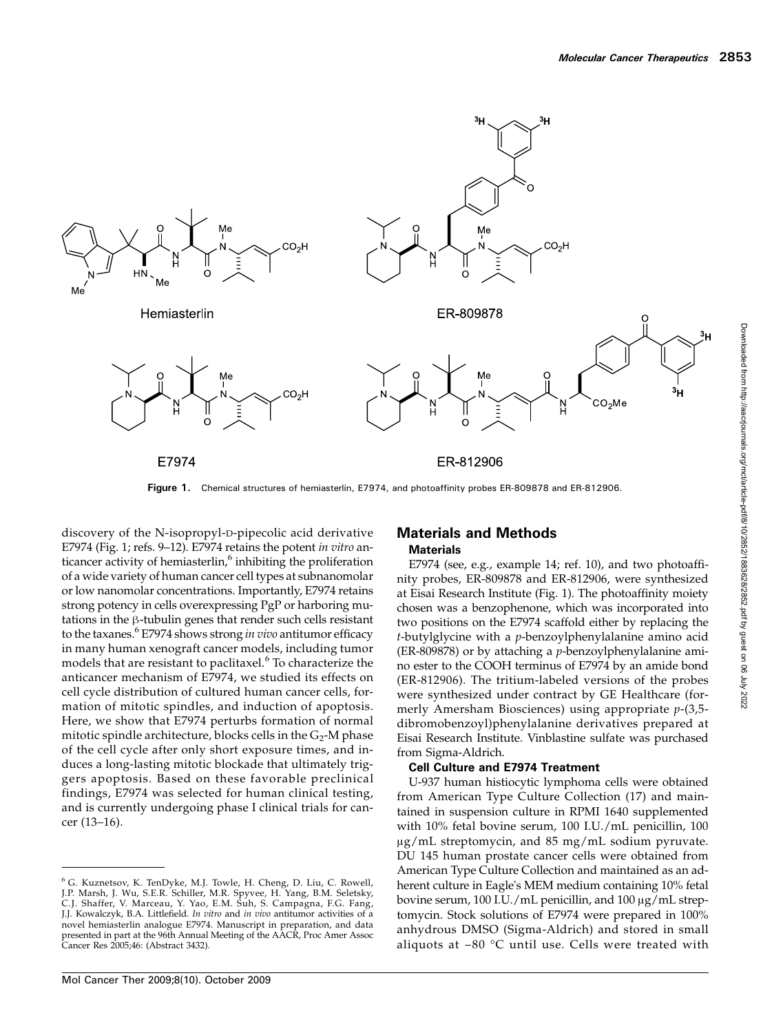Figure 1. Chemical structures of hemiasterlin, E7974, and photoaffinity probes ER-809878 and ER-812906.

discovery of the N-isopropyl-D-pipecolic acid derivative E7974 (Fig. 1; refs. 9–12). E7974 retains the potent *in vitro* anticancer activity of hemiasterlin,[6] inhibiting the proliferation of a wide variety of human cancer cell types at subnanomolar or low nanomolar concentrations. Importantly, E7974 retains strong potency in cells overexpressing PgP or harboring mutations in the β-tubulin genes that render such cells resistant to the taxanes.[6] E7974 shows strong *in vivo* antitumor efficacy in many human xenograft cancer models, including tumor models that are resistant to paclitaxel.[6] To characterize the anticancer mechanism of E7974, we studied its effects on cell cycle distribution of cultured human cancer cells, formation of mitotic spindles, and induction of apoptosis. Here, we show that E7974 perturbs formation of normal mitotic spindle architecture, blocks cells in the $G_2$-M phase of the cell cycle after only short exposure times, and induces a long-lasting mitotic blockade that ultimately triggers apoptosis. Based on these favorable preclinical findings, E7974 was selected for human clinical testing, and is currently undergoing phase I clinical trials for cancer (13–16).

## Materials and Methods

### Materials

E7974 (see, e.g., example 14; ref. 10), and two photoaffinity probes, ER-809878 and ER-812906, were synthesized at Eisai Research Institute (Fig. 1). The photoaffinity moiety chosen was a benzophenone, which was incorporated into two positions on the E7974 scaffold either by replacing the *t*-butylglycine with a *p*-benzoylphenylalanine amino acid (ER-809878) or by attaching a *p*-benzoylphenylalanine amino ester to the COOH terminus of E7974 by an amide bond (ER-812906). The tritium-labeled versions of the probes were synthesized under contract by GE Healthcare (formerly Amersham Biosciences) using appropriate *p*-(3,5-dibromobenzoyl)phenylalanine derivatives prepared at Eisai Research Institute. Vinblastine sulfate was purchased from Sigma-Aldrich.

### Cell Culture and E7974 Treatment

U-937 human histiocytic lymphoma cells were obtained from American Type Culture Collection (17) and maintained in suspension culture in RPMI 1640 supplemented with 10% fetal bovine serum, 100 I.U./mL penicillin, 100 μg/mL streptomycin, and 85 mg/mL sodium pyruvate. DU 145 human prostate cancer cells were obtained from American Type Culture Collection and maintained as an adherent culture in Eagle's MEM medium containing 10% fetal bovine serum, 100 I.U./mL penicillin, and 100 μg/mL streptomycin. Stock solutions of E7974 were prepared in 100% anhydrous DMSO (Sigma-Aldrich) and stored in small aliquots at −80 °C until use. Cells were treated with

[6] G. Kuznetsov, K. TenDyke, M.J. Towle, H. Cheng, D. Liu, C. Rowell, J.P. Marsh, J. Wu, S.E.R. Schiller, M.R. Spyvee, H. Yang, B.M. Seletsky, C.J. Shaffer, V. Marceau, Y. Yao, E.M. Suh, S. Campagna, F.G. Fang, J.J. Kowalczyk, B.A. Littlefield. *In vitro* and *in vivo* antitumor activities of a novel hemiasterlin analogue E7974. Manuscript in preparation, and data presented in part at the 96th Annual Meeting of the AACR, Proc Amer Assoc Cancer Res 2005;46: (Abstract 3432).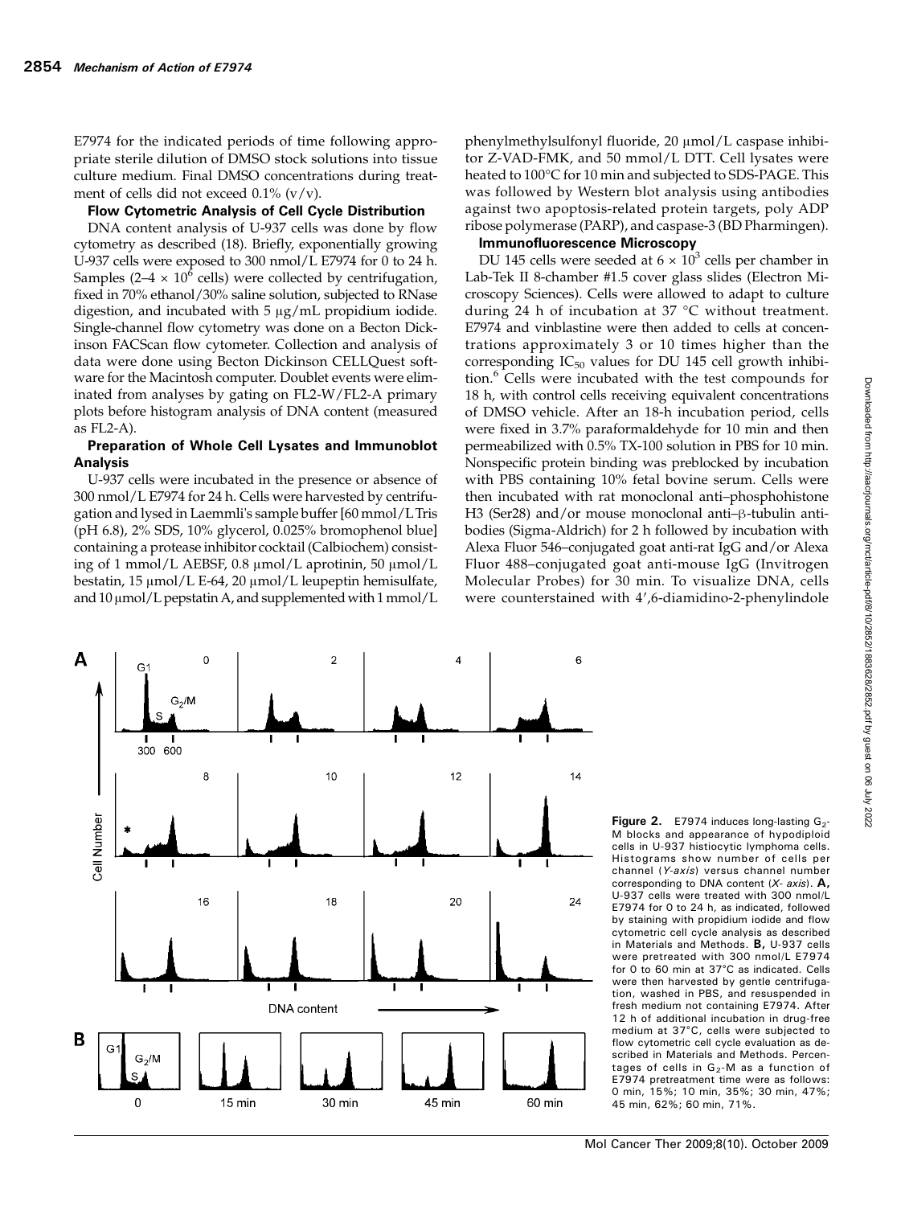E7974 for the indicated periods of time following appropriate sterile dilution of DMSO stock solutions into tissue culture medium. Final DMSO concentrations during treatment of cells did not exceed 0.1% (v/v).

### Flow Cytometric Analysis of Cell Cycle Distribution

DNA content analysis of U-937 cells was done by flow cytometry as described (18). Briefly, exponentially growing U-937 cells were exposed to 300 nmol/L E7974 for 0 to 24 h. Samples ($2–4 \times 10^6$ cells) were collected by centrifugation, fixed in 70% ethanol/30% saline solution, subjected to RNase digestion, and incubated with 5 μg/mL propidium iodide. Single-channel flow cytometry was done on a Becton Dickinson FACScan flow cytometer. Collection and analysis of data were done using Becton Dickinson CELLQuest software for the Macintosh computer. Doublet events were eliminated from analyses by gating on FL2-W/FL2-A primary plots before histogram analysis of DNA content (measured as FL2-A).

### Preparation of Whole Cell Lysates and Immunoblot Analysis

U-937 cells were incubated in the presence or absence of 300 nmol/L E7974 for 24 h. Cells were harvested by centrifugation and lysed in Laemmli's sample buffer [60 mmol/L Tris (pH 6.8), 2% SDS, 10% glycerol, 0.025% bromophenol blue] containing a protease inhibitor cocktail (Calbiochem) consisting of 1 mmol/L AEBSF, 0.8 μmol/L aprotinin, 50 μmol/L bestatin, 15 μmol/L E-64, 20 μmol/L leupeptin hemisulfate, and 10 μmol/L pepstatin A, and supplemented with 1 mmol/L phenylmethylsulfonyl fluoride, 20 μmol/L caspase inhibitor Z-VAD-FMK, and 50 mmol/L DTT. Cell lysates were heated to 100°C for 10 min and subjected to SDS-PAGE. This was followed by Western blot analysis using antibodies against two apoptosis-related protein targets, poly ADP ribose polymerase (PARP), and caspase-3 (BD Pharmingen).

### Immunofluorescence Microscopy

DU 145 cells were seeded at $6 \times 10^3$ cells per chamber in Lab-Tek II 8-chamber #1.5 cover glass slides (Electron Microscopy Sciences). Cells were allowed to adapt to culture during 24 h of incubation at 37 °C without treatment. E7974 and vinblastine were then added to cells at concentrations approximately 3 or 10 times higher than the corresponding $IC_{50}$ values for DU 145 cell growth inhibition.[6] Cells were incubated with the test compounds for 18 h, with control cells receiving equivalent concentrations of DMSO vehicle. After an 18-h incubation period, cells were fixed in 3.7% paraformaldehyde for 10 min and then permeabilized with 0.5% TX-100 solution in PBS for 10 min. Nonspecific protein binding was preblocked by incubation with PBS containing 10% fetal bovine serum. Cells were then incubated with rat monoclonal anti–phosphohistone H3 (Ser28) and/or mouse monoclonal anti–β-tubulin antibodies (Sigma-Aldrich) for 2 h followed by incubation with Alexa Fluor 546–conjugated goat anti-rat IgG and/or Alexa Fluor 488–conjugated goat anti-mouse IgG (Invitrogen Molecular Probes) for 30 min. To visualize DNA, cells were counterstained with 4′,6-diamidino-2-phenylindole

**Figure 2.** E7974 induces long-lasting $G_2$-M blocks and appearance of hypodiploid cells in U-937 histiocytic lymphoma cells. Histograms show number of cells per channel (*Y-axis*) versus channel number corresponding to DNA content (*X- axis*). **A,** U-937 cells were treated with 300 nmol/L E7974 for 0 to 24 h, as indicated, followed by staining with propidium iodide and flow cytometric cell cycle analysis as described in Materials and Methods. **B,** U-937 cells were pretreated with 300 nmol/L E7974 for 0 to 60 min at 37°C as indicated. Cells were then harvested by gentle centrifugation, washed in PBS, and resuspended in fresh medium not containing E7974. After 12 h of additional incubation in drug-free medium at 37°C, cells were subjected to flow cytometric cell cycle evaluation as described in Materials and Methods. Percentages of cells in $G_2$-M as a function of E7974 pretreatment time were as follows: 0 min, 15%; 10 min, 35%; 30 min, 47%; 45 min, 62%; 60 min, 71%.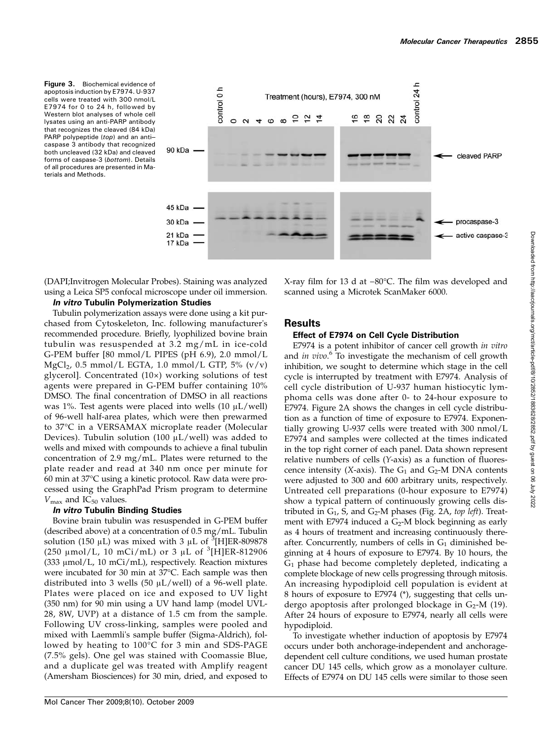**Figure 3.** Biochemical evidence of apoptosis induction by E7974. U-937 cells were treated with 300 nmol/L E7974 for 0 to 24 h, followed by Western blot analyses of whole cell lysates using an anti-PARP antibody that recognizes the cleaved (84 kDa) PARP polypeptide (*top*) and an anti–caspase 3 antibody that recognized both uncleaved (32 kDa) and cleaved forms of caspase-3 (*bottom*). Details of all procedures are presented in Materials and Methods.

(DAPI;Invitrogen Molecular Probes). Staining was analyzed using a Leica SP5 confocal microscope under oil immersion.

#### *In vitro* Tubulin Polymerization Studies

Tubulin polymerization assays were done using a kit purchased from Cytoskeleton, Inc. following manufacturer's recommended procedure. Briefly, lyophilized bovine brain tubulin was resuspended at 3.2 mg/mL in ice-cold G-PEM buffer [80 mmol/L PIPES (pH 6.9), 2.0 mmol/L $MgCl_2$, 0.5 mmol/L EGTA, 1.0 mmol/L GTP, 5% (v/v) glycerol]. Concentrated (10×) working solutions of test agents were prepared in G-PEM buffer containing 10% DMSO. The final concentration of DMSO in all reactions was 1%. Test agents were placed into wells (10 μL/well) of 96-well half-area plates, which were then prewarmed to 37°C in a VERSAMAX microplate reader (Molecular Devices). Tubulin solution (100 μL/well) was added to wells and mixed with compounds to achieve a final tubulin concentration of 2.9 mg/mL. Plates were returned to the plate reader and read at 340 nm once per minute for 60 min at 37°C using a kinetic protocol. Raw data were processed using the GraphPad Prism program to determine $V_{max}$ and $IC_{50}$ values.

#### *In vitro* Tubulin Binding Studies

Bovine brain tubulin was resuspended in G-PEM buffer (described above) at a concentration of 0.5 mg/mL. Tubulin solution (150 μL) was mixed with 3 μL of $^3$[H]ER-809878 (250 μmol/L, 10 mCi/mL) or 3 μL of $^3$[H]ER-812906 (333 μmol/L, 10 mCi/mL), respectively. Reaction mixtures were incubated for 30 min at 37°C. Each sample was then distributed into 3 wells (50 μL/well) of a 96-well plate. Plates were placed on ice and exposed to UV light (350 nm) for 90 min using a UV hand lamp (model UVL-28, 8W, UVP) at a distance of 1.5 cm from the sample. Following UV cross-linking, samples were pooled and mixed with Laemmli's sample buffer (Sigma-Aldrich), followed by heating to 100°C for 3 min and SDS-PAGE (7.5% gels). One gel was stained with Coomassie Blue, and a duplicate gel was treated with Amplify reagent (Amersham Biosciences) for 30 min, dried, and exposed to X-ray film for 13 d at −80°C. The film was developed and scanned using a Microtek ScanMaker 6000.

## Results

#### Effect of E7974 on Cell Cycle Distribution

E7974 is a potent inhibitor of cancer cell growth *in vitro* and *in vivo*.[6] To investigate the mechanism of cell growth inhibition, we sought to determine which stage in the cell cycle is interrupted by treatment with E7974. Analysis of cell cycle distribution of U-937 human histiocytic lymphoma cells was done after 0- to 24-hour exposure to E7974. Figure 2A shows the changes in cell cycle distribution as a function of time of exposure to E7974. Exponentially growing U-937 cells were treated with 300 nmol/L E7974 and samples were collected at the times indicated in the top right corner of each panel. Data shown represent relative numbers of cells (*Y*-axis) as a function of fluorescence intensity (*X*-axis). The $G_1$ and $G_2$-M DNA contents were adjusted to 300 and 600 arbitrary units, respectively. Untreated cell preparations (0-hour exposure to E7974) show a typical pattern of continuously growing cells distributed in $G_1$, S, and $G_2$-M phases (Fig. 2A, *top left*). Treatment with E7974 induced a $G_2$-M block beginning as early as 4 hours of treatment and increasing continuously thereafter. Concurrently, numbers of cells in $G_1$ diminished beginning at 4 hours of exposure to E7974. By 10 hours, the $G_1$ phase had become completely depleted, indicating a complete blockage of new cells progressing through mitosis. An increasing hypodiploid cell population is evident at 8 hours of exposure to E7974 (*), suggesting that cells undergo apoptosis after prolonged blockage in $G_2$-M (19). After 24 hours of exposure to E7974, nearly all cells were hypodiploid.

To investigate whether induction of apoptosis by E7974 occurs under both anchorage-independent and anchorage-dependent cell culture conditions, we used human prostate cancer DU 145 cells, which grow as a monolayer culture. Effects of E7974 on DU 145 cells were similar to those seen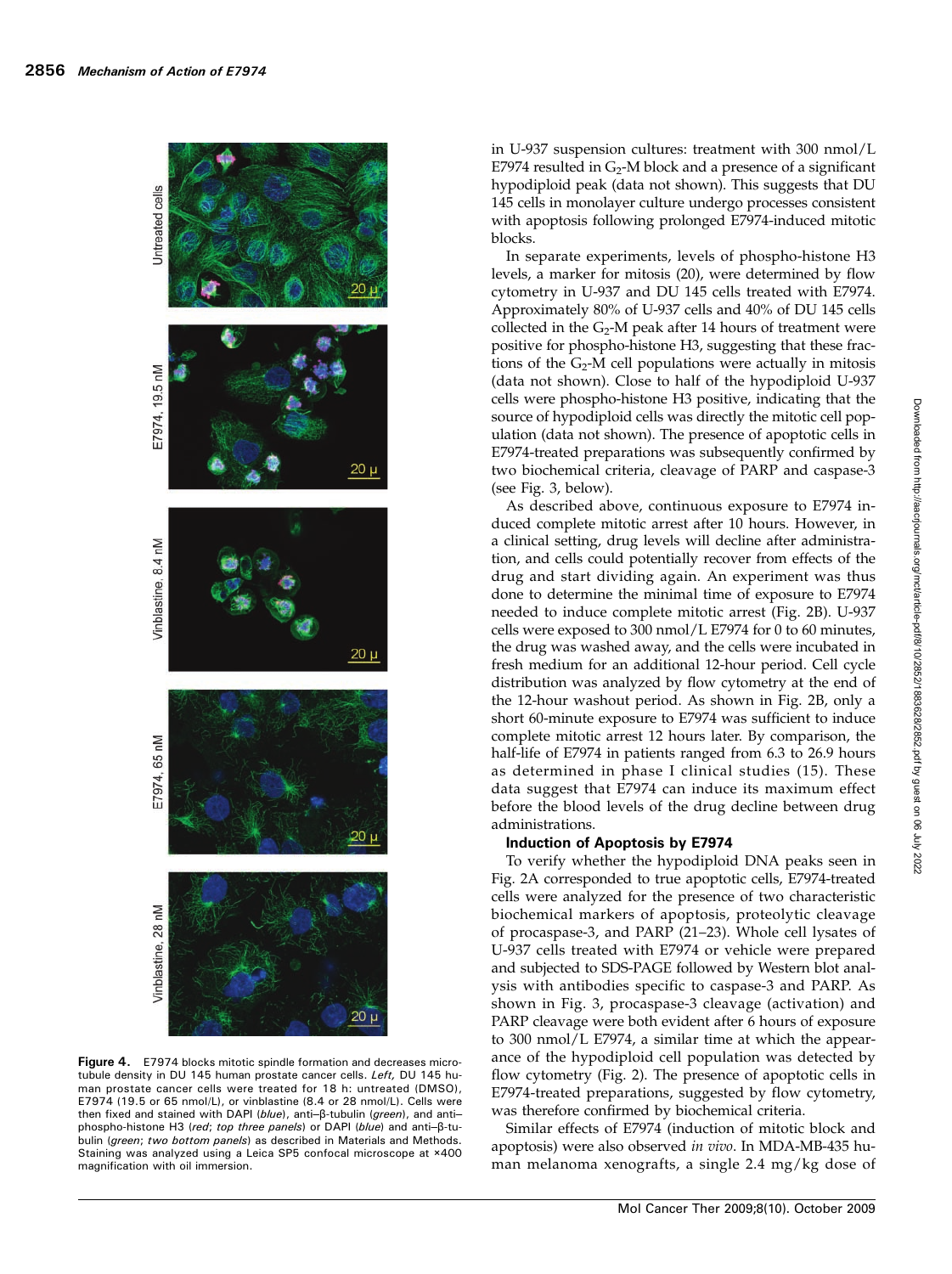**Figure 4.** E7974 blocks mitotic spindle formation and decreases microtubule density in DU 145 human prostate cancer cells. *Left,* DU 145 human prostate cancer cells were treated for 18 h: untreated (DMSO), E7974 (19.5 or 65 nmol/L), or vinblastine (8.4 or 28 nmol/L). Cells were then fixed and stained with DAPI (*blue*), anti–β-tubulin (*green*), and anti–phospho-histone H3 (*red*; *top three panels*) or DAPI (*blue*) and anti–β-tubulin (*green*; *two bottom panels*) as described in Materials and Methods. Staining was analyzed using a Leica SP5 confocal microscope at ×400 magnification with oil immersion.

in U-937 suspension cultures: treatment with 300 nmol/L E7974 resulted in $G_2$-M block and a presence of a significant hypodiploid peak (data not shown). This suggests that DU 145 cells in monolayer culture undergo processes consistent with apoptosis following prolonged E7974-induced mitotic blocks.

In separate experiments, levels of phospho-histone H3 levels, a marker for mitosis (20), were determined by flow cytometry in U-937 and DU 145 cells treated with E7974. Approximately 80% of U-937 cells and 40% of DU 145 cells collected in the $G_2$-M peak after 14 hours of treatment were positive for phospho-histone H3, suggesting that these fractions of the $G_2$-M cell populations were actually in mitosis (data not shown). Close to half of the hypodiploid U-937 cells were phospho-histone H3 positive, indicating that the source of hypodiploid cells was directly the mitotic cell population (data not shown). The presence of apoptotic cells in E7974-treated preparations was subsequently confirmed by two biochemical criteria, cleavage of PARP and caspase-3 (see Fig. 3, below).

As described above, continuous exposure to E7974 induced complete mitotic arrest after 10 hours. However, in a clinical setting, drug levels will decline after administration, and cells could potentially recover from effects of the drug and start dividing again. An experiment was thus done to determine the minimal time of exposure to E7974 needed to induce complete mitotic arrest (Fig. 2B). U-937 cells were exposed to 300 nmol/L E7974 for 0 to 60 minutes, the drug was washed away, and the cells were incubated in fresh medium for an additional 12-hour period. Cell cycle distribution was analyzed by flow cytometry at the end of the 12-hour washout period. As shown in Fig. 2B, only a short 60-minute exposure to E7974 was sufficient to induce complete mitotic arrest 12 hours later. By comparison, the half-life of E7974 in patients ranged from 6.3 to 26.9 hours as determined in phase I clinical studies (15). These data suggest that E7974 can induce its maximum effect before the blood levels of the drug decline between drug administrations.

### Induction of Apoptosis by E7974

To verify whether the hypodiploid DNA peaks seen in Fig. 2A corresponded to true apoptotic cells, E7974-treated cells were analyzed for the presence of two characteristic biochemical markers of apoptosis, proteolytic cleavage of procaspase-3, and PARP (21–23). Whole cell lysates of U-937 cells treated with E7974 or vehicle were prepared and subjected to SDS-PAGE followed by Western blot analysis with antibodies specific to caspase-3 and PARP. As shown in Fig. 3, procaspase-3 cleavage (activation) and PARP cleavage were both evident after 6 hours of exposure to 300 nmol/L E7974, a similar time at which the appearance of the hypodiploid cell population was detected by flow cytometry (Fig. 2). The presence of apoptotic cells in E7974-treated preparations, suggested by flow cytometry, was therefore confirmed by biochemical criteria.

Similar effects of E7974 (induction of mitotic block and apoptosis) were also observed *in vivo*. In MDA-MB-435 human melanoma xenografts, a single 2.4 mg/kg dose of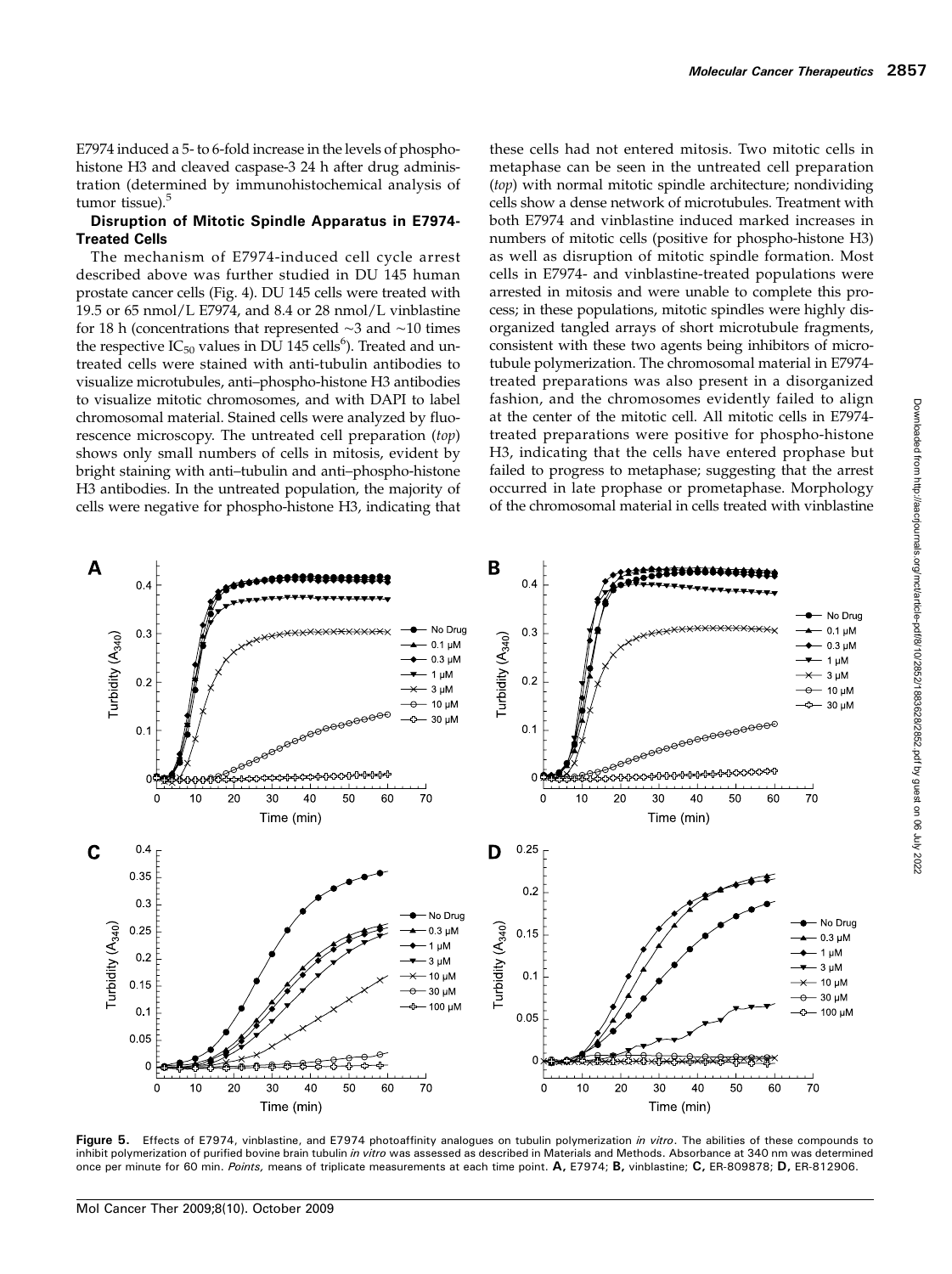E7974 induced a 5- to 6-fold increase in the levels of phospho-histone H3 and cleaved caspase-3 24 h after drug administration (determined by immunohistochemical analysis of tumor tissue).[5]

### Disruption of Mitotic Spindle Apparatus in E7974-Treated Cells

The mechanism of E7974-induced cell cycle arrest described above was further studied in DU 145 human prostate cancer cells (Fig. 4). DU 145 cells were treated with 19.5 or 65 nmol/L E7974, and 8.4 or 28 nmol/L vinblastine for 18 h (concentrations that represented ~3 and ~10 times the respective $IC_{50}$ values in DU 145 cells[6]). Treated and untreated cells were stained with anti-tubulin antibodies to visualize microtubules, anti–phospho-histone H3 antibodies to visualize mitotic chromosomes, and with DAPI to label chromosomal material. Stained cells were analyzed by fluorescence microscopy. The untreated cell preparation (*top*) shows only small numbers of cells in mitosis, evident by bright staining with anti–tubulin and anti–phospho-histone H3 antibodies. In the untreated population, the majority of cells were negative for phospho-histone H3, indicating that these cells had not entered mitosis. Two mitotic cells in metaphase can be seen in the untreated cell preparation (*top*) with normal mitotic spindle architecture; nondividing cells show a dense network of microtubules. Treatment with both E7974 and vinblastine induced marked increases in numbers of mitotic cells (positive for phospho-histone H3) as well as disruption of mitotic spindle formation. Most cells in E7974- and vinblastine-treated populations were arrested in mitosis and were unable to complete this process; in these populations, mitotic spindles were highly disorganized tangled arrays of short microtubule fragments, consistent with these two agents being inhibitors of microtubule polymerization. The chromosomal material in E7974-treated preparations was also present in a disorganized fashion, and the chromosomes evidently failed to align at the center of the mitotic cell. All mitotic cells in E7974-treated preparations were positive for phospho-histone H3, indicating that the cells have entered prophase but failed to progress to metaphase; suggesting that the arrest occurred in late prophase or prometaphase. Morphology of the chromosomal material in cells treated with vinblastine

**Figure 5.** Effects of E7974, vinblastine, and E7974 photoaffinity analogues on tubulin polymerization *in vitro*. The abilities of these compounds to inhibit polymerization of purified bovine brain tubulin *in vitro* was assessed as described in Materials and Methods. Absorbance at 340 nm was determined once per minute for 60 min. *Points,* means of triplicate measurements at each time point. **A,** E7974; **B,** vinblastine; **C,** ER-809878; **D,** ER-812906.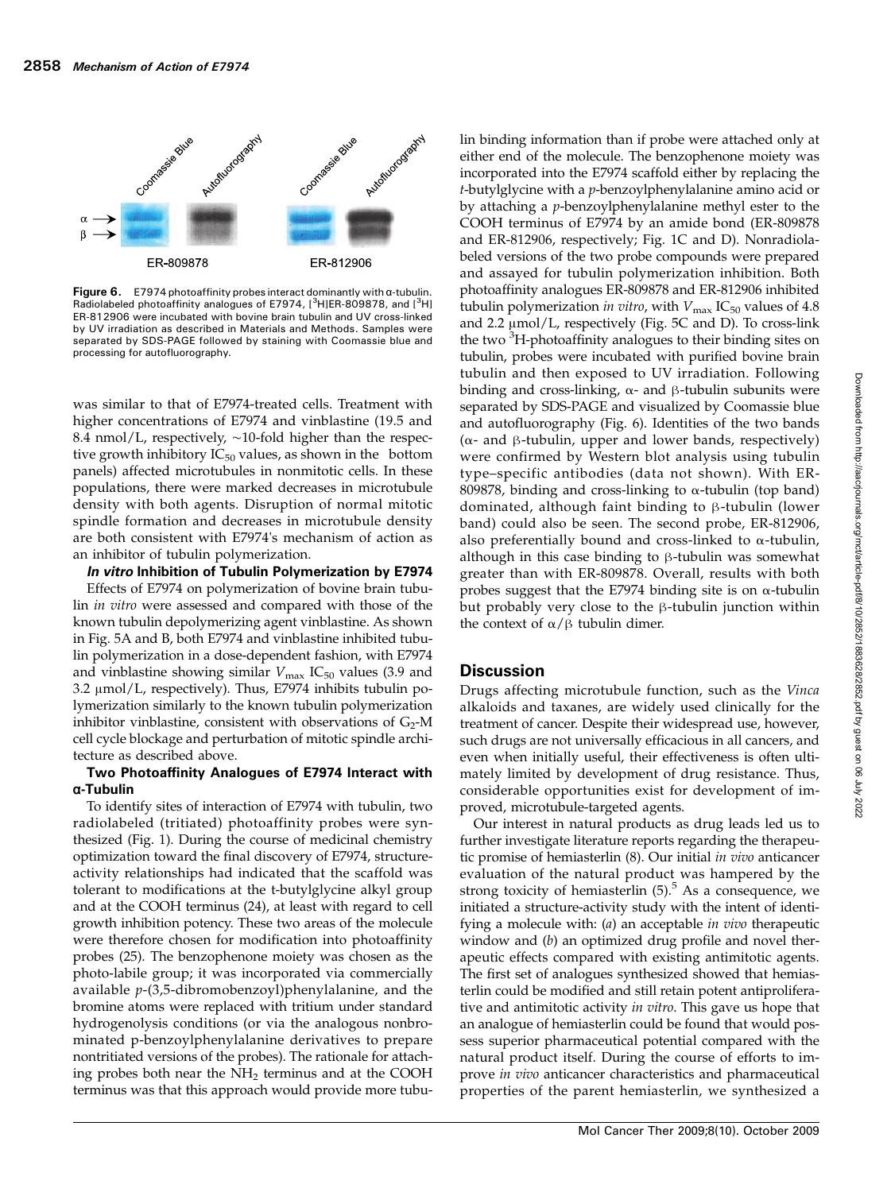Figure 6. E7974 photoaffinity probes interact dominantly with α-tubulin. Radiolabeled photoaffinity analogues of E7974, [$^3$H]ER-809878, and [$^3$H] ER-812906 were incubated with bovine brain tubulin and UV cross-linked by UV irradiation as described in Materials and Methods. Samples were separated by SDS-PAGE followed by staining with Coomassie blue and processing for autofluorography.

was similar to that of E7974-treated cells. Treatment with higher concentrations of E7974 and vinblastine (19.5 and 8.4 nmol/L, respectively, ~10-fold higher than the respective growth inhibitory $IC_{50}$ values, as shown in the bottom panels) affected microtubules in nonmitotic cells. In these populations, there were marked decreases in microtubule density with both agents. Disruption of normal mitotic spindle formation and decreases in microtubule density are both consistent with E7974's mechanism of action as an inhibitor of tubulin polymerization.

### *In vitro* Inhibition of Tubulin Polymerization by E7974

Effects of E7974 on polymerization of bovine brain tubulin *in vitro* were assessed and compared with those of the known tubulin depolymerizing agent vinblastine. As shown in Fig. 5A and B, both E7974 and vinblastine inhibited tubulin polymerization in a dose-dependent fashion, with E7974 and vinblastine showing similar $V_{max}$ $IC_{50}$ values (3.9 and 3.2 μmol/L, respectively). Thus, E7974 inhibits tubulin polymerization similarly to the known tubulin polymerization inhibitor vinblastine, consistent with observations of $G_2$-M cell cycle blockage and perturbation of mitotic spindle architecture as described above.

### Two Photoaffinity Analogues of E7974 Interact with α-Tubulin

To identify sites of interaction of E7974 with tubulin, two radiolabeled (tritiated) photoaffinity probes were synthesized (Fig. 1). During the course of medicinal chemistry optimization toward the final discovery of E7974, structure-activity relationships had indicated that the scaffold was tolerant to modifications at the t-butylglycine alkyl group and at the COOH terminus (24), at least with regard to cell growth inhibition potency. These two areas of the molecule were therefore chosen for modification into photoaffinity probes (25). The benzophenone moiety was chosen as the photo-labile group; it was incorporated via commercially available *p*-(3,5-dibromobenzoyl)phenylalanine, and the bromine atoms were replaced with tritium under standard hydrogenolysis conditions (or via the analogous nonbrominated p-benzoylphenylalanine derivatives to prepare nontritiated versions of the probes). The rationale for attaching probes both near the $NH_2$ terminus and at the COOH terminus was that this approach would provide more tubulin binding information than if probe were attached only at either end of the molecule. The benzophenone moiety was incorporated into the E7974 scaffold either by replacing the *t*-butylglycine with a *p*-benzoylphenylalanine amino acid or by attaching a *p*-benzoylphenylalanine methyl ester to the COOH terminus of E7974 by an amide bond (ER-809878 and ER-812906, respectively; Fig. 1C and D). Nonradiolabeled versions of the two probe compounds were prepared and assayed for tubulin polymerization inhibition. Both photoaffinity analogues ER-809878 and ER-812906 inhibited tubulin polymerization *in vitro*, with $V_{max}$ $IC_{50}$ values of 4.8 and 2.2 μmol/L, respectively (Fig. 5C and D). To cross-link the two $^3$H-photoaffinity analogues to their binding sites on tubulin, probes were incubated with purified bovine brain tubulin and then exposed to UV irradiation. Following binding and cross-linking, α- and β-tubulin subunits were separated by SDS-PAGE and visualized by Coomassie blue and autofluorography (Fig. 6). Identities of the two bands (α- and β-tubulin, upper and lower bands, respectively) were confirmed by Western blot analysis using tubulin type–specific antibodies (data not shown). With ER-809878, binding and cross-linking to α-tubulin (top band) dominated, although faint binding to β-tubulin (lower band) could also be seen. The second probe, ER-812906, also preferentially bound and cross-linked to α-tubulin, although in this case binding to β-tubulin was somewhat greater than with ER-809878. Overall, results with both probes suggest that the E7974 binding site is on α-tubulin but probably very close to the β-tubulin junction within the context of α/β tubulin dimer.

## Discussion

Drugs affecting microtubule function, such as the *Vinca* alkaloids and taxanes, are widely used clinically for the treatment of cancer. Despite their widespread use, however, such drugs are not universally efficacious in all cancers, and even when initially useful, their effectiveness is often ultimately limited by development of drug resistance. Thus, considerable opportunities exist for development of improved, microtubule-targeted agents.

Our interest in natural products as drug leads led us to further investigate literature reports regarding the therapeutic promise of hemiasterlin (8). Our initial *in vivo* anticancer evaluation of the natural product was hampered by the strong toxicity of hemiasterlin (5).[5] As a consequence, we initiated a structure-activity study with the intent of identifying a molecule with: (*a*) an acceptable *in vivo* therapeutic window and (*b*) an optimized drug profile and novel therapeutic effects compared with existing antimitotic agents. The first set of analogues synthesized showed that hemiasterlin could be modified and still retain potent antiproliferative and antimitotic activity *in vitro*. This gave us hope that an analogue of hemiasterlin could be found that would possess superior pharmaceutical potential compared with the natural product itself. During the course of efforts to improve *in vivo* anticancer characteristics and pharmaceutical properties of the parent hemiasterlin, we synthesized a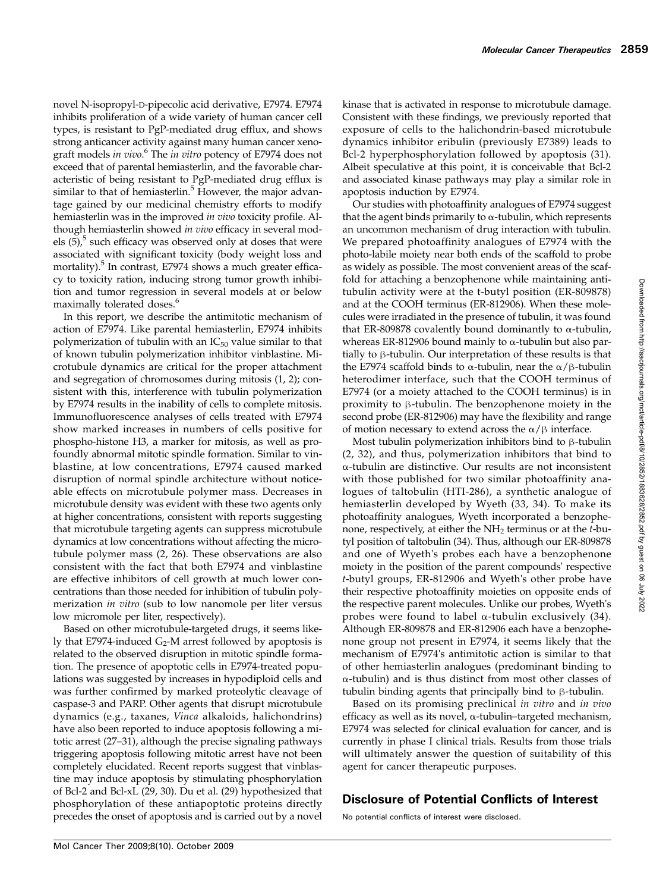novel N-isopropyl-D-pipecolic acid derivative, E7974. E7974 inhibits proliferation of a wide variety of human cancer cell types, is resistant to PgP-mediated drug efflux, and shows strong anticancer activity against many human cancer xenograft models *in vivo*.[6] The *in vitro* potency of E7974 does not exceed that of parental hemiasterlin, and the favorable characteristic of being resistant to PgP-mediated drug efflux is similar to that of hemiasterlin.[5] However, the major advantage gained by our medicinal chemistry efforts to modify hemiasterlin was in the improved *in vivo* toxicity profile. Although hemiasterlin showed *in vivo* efficacy in several models (5),[5] such efficacy was observed only at doses that were associated with significant toxicity (body weight loss and mortality).[5] In contrast, E7974 shows a much greater efficacy to toxicity ration, inducing strong tumor growth inhibition and tumor regression in several models at or below maximally tolerated doses.[6]

In this report, we describe the antimitotic mechanism of action of E7974. Like parental hemiasterlin, E7974 inhibits polymerization of tubulin with an $IC_{50}$ value similar to that of known tubulin polymerization inhibitor vinblastine. Microtubule dynamics are critical for the proper attachment and segregation of chromosomes during mitosis (1, 2); consistent with this, interference with tubulin polymerization by E7974 results in the inability of cells to complete mitosis. Immunofluorescence analyses of cells treated with E7974 show marked increases in numbers of cells positive for phospho-histone H3, a marker for mitosis, as well as profoundly abnormal mitotic spindle formation. Similar to vinblastine, at low concentrations, E7974 caused marked disruption of normal spindle architecture without noticeable effects on microtubule polymer mass. Decreases in microtubule density was evident with these two agents only at higher concentrations, consistent with reports suggesting that microtubule targeting agents can suppress microtubule dynamics at low concentrations without affecting the microtubule polymer mass (2, 26). These observations are also consistent with the fact that both E7974 and vinblastine are effective inhibitors of cell growth at much lower concentrations than those needed for inhibition of tubulin polymerization *in vitro* (sub to low nanomole per liter versus low micromole per liter, respectively).

Based on other microtubule-targeted drugs, it seems likely that E7974-induced $G_2$-M arrest followed by apoptosis is related to the observed disruption in mitotic spindle formation. The presence of apoptotic cells in E7974-treated populations was suggested by increases in hypodiploid cells and was further confirmed by marked proteolytic cleavage of caspase-3 and PARP. Other agents that disrupt microtubule dynamics (e.g., taxanes, *Vinca* alkaloids, halichondrins) have also been reported to induce apoptosis following a mitotic arrest (27–31), although the precise signaling pathways triggering apoptosis following mitotic arrest have not been completely elucidated. Recent reports suggest that vinblastine may induce apoptosis by stimulating phosphorylation of Bcl-2 and Bcl-xL (29, 30). Du et al. (29) hypothesized that phosphorylation of these antiapoptotic proteins directly precedes the onset of apoptosis and is carried out by a novel kinase that is activated in response to microtubule damage. Consistent with these findings, we previously reported that exposure of cells to the halichondrin-based microtubule dynamics inhibitor eribulin (previously E7389) leads to Bcl-2 hyperphosphorylation followed by apoptosis (31). Albeit speculative at this point, it is conceivable that Bcl-2 and associated kinase pathways may play a similar role in apoptosis induction by E7974.

Our studies with photoaffinity analogues of E7974 suggest that the agent binds primarily to α-tubulin, which represents an uncommon mechanism of drug interaction with tubulin. We prepared photoaffinity analogues of E7974 with the photo-labile moiety near both ends of the scaffold to probe as widely as possible. The most convenient areas of the scaffold for attaching a benzophenone while maintaining antitubulin activity were at the t-butyl position (ER-809878) and at the COOH terminus (ER-812906). When these molecules were irradiated in the presence of tubulin, it was found that ER-809878 covalently bound dominantly to α-tubulin, whereas ER-812906 bound mainly to α-tubulin but also partially to β-tubulin. Our interpretation of these results is that the E7974 scaffold binds to α-tubulin, near the α/β-tubulin heterodimer interface, such that the COOH terminus of E7974 (or a moiety attached to the COOH terminus) is in proximity to β-tubulin. The benzophenone moiety in the second probe (ER-812906) may have the flexibility and range of motion necessary to extend across the α/β interface.

Most tubulin polymerization inhibitors bind to β-tubulin (2, 32), and thus, polymerization inhibitors that bind to α-tubulin are distinctive. Our results are not inconsistent with those published for two similar photoaffinity analogues of taltobulin (HTI-286), a synthetic analogue of hemiasterlin developed by Wyeth (33, 34). To make its photoaffinity analogues, Wyeth incorporated a benzophenone, respectively, at either the $NH_2$ terminus or at the *t*-butyl position of taltobulin (34). Thus, although our ER-809878 and one of Wyeth's probes each have a benzophenone moiety in the position of the parent compounds' respective *t*-butyl groups, ER-812906 and Wyeth's other probe have their respective photoaffinity moieties on opposite ends of the respective parent molecules. Unlike our probes, Wyeth's probes were found to label α-tubulin exclusively (34). Although ER-809878 and ER-812906 each have a benzophenone group not present in E7974, it seems likely that the mechanism of E7974's antimitotic action is similar to that of other hemiasterlin analogues (predominant binding to α-tubulin) and is thus distinct from most other classes of tubulin binding agents that principally bind to β-tubulin.

Based on its promising preclinical *in vitro* and *in vivo* efficacy as well as its novel, α-tubulin–targeted mechanism, E7974 was selected for clinical evaluation for cancer, and is currently in phase I clinical trials. Results from those trials will ultimately answer the question of suitability of this agent for cancer therapeutic purposes.

## Disclosure of Potential Conflicts of Interest

No potential conflicts of interest were disclosed.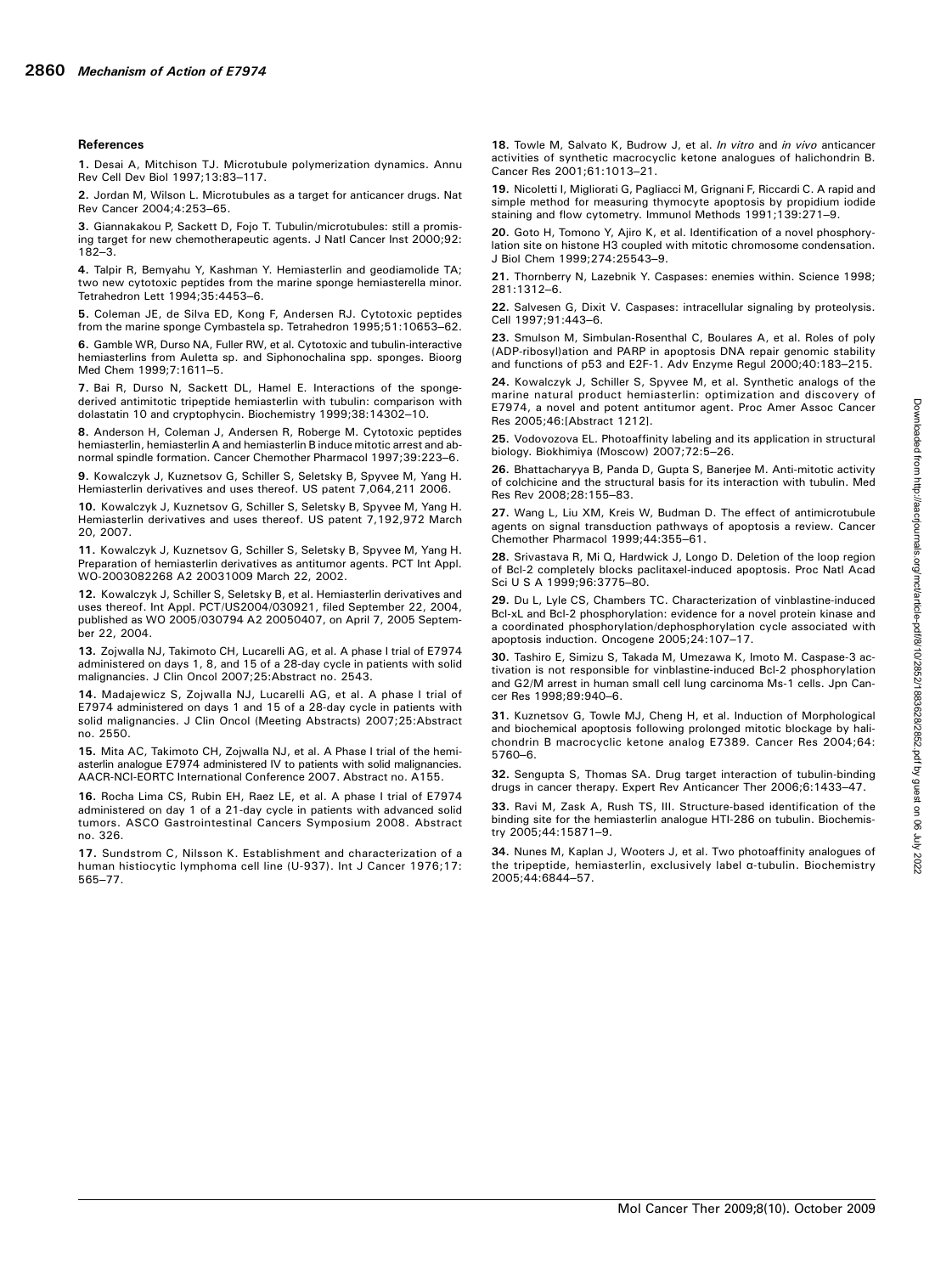## References

1. Desai A, Mitchison TJ. Microtubule polymerization dynamics. Annu Rev Cell Dev Biol 1997;13:83–117.

2. Jordan M, Wilson L. Microtubules as a target for anticancer drugs. Nat Rev Cancer 2004;4:253–65.

3. Giannakakou P, Sackett D, Fojo T. Tubulin/microtubules: still a promising target for new chemotherapeutic agents. J Natl Cancer Inst 2000;92:182–3.

4. Talpir R, Bemyahu Y, Kashman Y. Hemiasterlin and geodiamolide TA; two new cytotoxic peptides from the marine sponge hemiasterella minor. Tetrahedron Lett 1994;35:4453–6.

5. Coleman JE, de Silva ED, Kong F, Andersen RJ. Cytotoxic peptides from the marine sponge Cymbastela sp. Tetrahedron 1995;51:10653–62.

6. Gamble WR, Durso NA, Fuller RW, et al. Cytotoxic and tubulin-interactive hemiasterlins from Auletta sp. and Siphonochalina spp. sponges. Bioorg Med Chem 1999;7:1611–5.

7. Bai R, Durso N, Sackett DL, Hamel E. Interactions of the sponge-derived antimitotic tripeptide hemiasterlin with tubulin: comparison with dolastatin 10 and cryptophycin. Biochemistry 1999;38:14302–10.

8. Anderson H, Coleman J, Andersen R, Roberge M. Cytotoxic peptides hemiasterlin, hemiasterlin A and hemiasterlin B induce mitotic arrest and abnormal spindle formation. Cancer Chemother Pharmacol 1997;39:223–6.

9. Kowalczyk J, Kuznetsov G, Schiller S, Seletsky B, Spyvee M, Yang H. Hemiasterlin derivatives and uses thereof. US patent 7,064,211 2006.

10. Kowalczyk J, Kuznetsov G, Schiller S, Seletsky B, Spyvee M, Yang H. Hemiasterlin derivatives and uses thereof. US patent 7,192,972 March 20, 2007.

11. Kowalczyk J, Kuznetsov G, Schiller S, Seletsky B, Spyvee M, Yang H. Preparation of hemiasterlin derivatives as antitumor agents. PCT Int Appl. WO-2003082268 A2 20031009 March 22, 2002.

12. Kowalczyk J, Schiller S, Seletsky B, et al. Hemiasterlin derivatives and uses thereof. Int Appl. PCT/US2004/030921, filed September 22, 2004, published as WO 2005/030794 A2 20050407, on April 7, 2005 September 22, 2004.

13. Zojwalla NJ, Takimoto CH, Lucarelli AG, et al. A phase I trial of E7974 administered on days 1, 8, and 15 of a 28-day cycle in patients with solid malignancies. J Clin Oncol 2007;25:Abstract no. 2543.

14. Madajewicz S, Zojwalla NJ, Lucarelli AG, et al. A phase I trial of E7974 administered on days 1 and 15 of a 28-day cycle in patients with solid malignancies. J Clin Oncol (Meeting Abstracts) 2007;25:Abstract no. 2550.

15. Mita AC, Takimoto CH, Zojwalla NJ, et al. A Phase I trial of the hemiasterlin analogue E7974 administered IV to patients with solid malignancies. AACR-NCI-EORTC International Conference 2007. Abstract no. A155.

16. Rocha Lima CS, Rubin EH, Raez LE, et al. A phase I trial of E7974 administered on day 1 of a 21-day cycle in patients with advanced solid tumors. ASCO Gastrointestinal Cancers Symposium 2008. Abstract no. 326.

17. Sundstrom C, Nilsson K. Establishment and characterization of a human histiocytic lymphoma cell line (U-937). Int J Cancer 1976;17:565–77.

18. Towle M, Salvato K, Budrow J, et al. *In vitro* and *in vivo* anticancer activities of synthetic macrocyclic ketone analogues of halichondrin B. Cancer Res 2001;61:1013–21.

19. Nicoletti I, Migliorati G, Pagliacci M, Grignani F, Riccardi C. A rapid and simple method for measuring thymocyte apoptosis by propidium iodide staining and flow cytometry. Immunol Methods 1991;139:271–9.

20. Goto H, Tomono Y, Ajiro K, et al. Identification of a novel phosphorylation site on histone H3 coupled with mitotic chromosome condensation. J Biol Chem 1999;274:25543–9.

21. Thornberry N, Lazebnik Y. Caspases: enemies within. Science 1998;281:1312–6.

22. Salvesen G, Dixit V. Caspases: intracellular signaling by proteolysis. Cell 1997;91:443–6.

23. Smulson M, Simbulan-Rosenthal C, Boulares A, et al. Roles of poly (ADP-ribosyl)ation and PARP in apoptosis DNA repair genomic stability and functions of p53 and E2F-1. Adv Enzyme Regul 2000;40:183–215.

24. Kowalczyk J, Schiller S, Spyvee M, et al. Synthetic analogs of the marine natural product hemiasterlin: optimization and discovery of E7974, a novel and potent antitumor agent. Proc Amer Assoc Cancer Res 2005;46:[Abstract 1212].

25. Vodovozova EL. Photoaffinity labeling and its application in structural biology. Biokhimiya (Moscow) 2007;72:5–26.

26. Bhattacharyya B, Panda D, Gupta S, Banerjee M. Anti-mitotic activity of colchicine and the structural basis for its interaction with tubulin. Med Res Rev 2008;28:155–83.

27. Wang L, Liu XM, Kreis W, Budman D. The effect of antimicrotubule agents on signal transduction pathways of apoptosis a review. Cancer Chemother Pharmacol 1999;44:355–61.

28. Srivastava R, Mi Q, Hardwick J, Longo D. Deletion of the loop region of Bcl-2 completely blocks paclitaxel-induced apoptosis. Proc Natl Acad Sci U S A 1999;96:3775–80.

29. Du L, Lyle CS, Chambers TC. Characterization of vinblastine-induced Bcl-xL and Bcl-2 phosphorylation: evidence for a novel protein kinase and a coordinated phosphorylation/dephosphorylation cycle associated with apoptosis induction. Oncogene 2005;24:107–17.

30. Tashiro E, Simizu S, Takada M, Umezawa K, Imoto M. Caspase-3 activation is not responsible for vinblastine-induced Bcl-2 phosphorylation and G2/M arrest in human small cell lung carcinoma Ms-1 cells. Jpn Cancer Res 1998;89:940–6.

31. Kuznetsov G, Towle MJ, Cheng H, et al. Induction of Morphological and biochemical apoptosis following prolonged mitotic blockage by halichondrin B macrocyclic ketone analog E7389. Cancer Res 2004;64:5760–6.

32. Sengupta S, Thomas SA. Drug target interaction of tubulin-binding drugs in cancer therapy. Expert Rev Anticancer Ther 2006;6:1433–47.

33. Ravi M, Zask A, Rush TS, III. Structure-based identification of the binding site for the hemiasterlin analogue HTI-286 on tubulin. Biochemistry 2005;44:15871–9.

34. Nunes M, Kaplan J, Wooters J, et al. Two photoaffinity analogues of the tripeptide, hemiasterlin, exclusively label α-tubulin. Biochemistry 2005;44:6844–57.